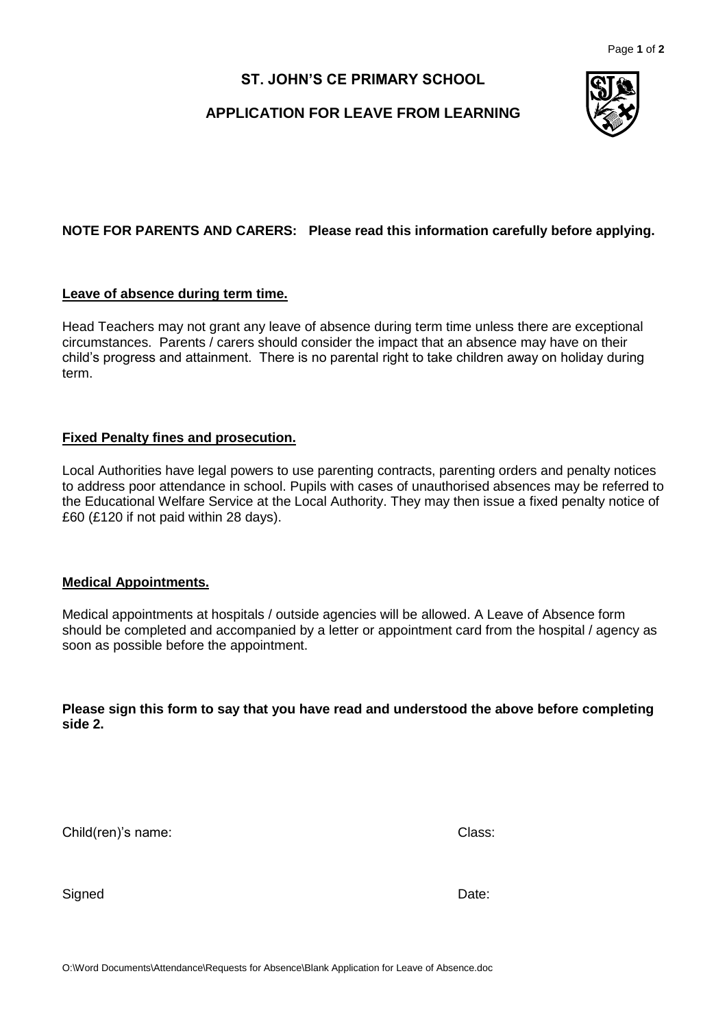# ST. JOHN'S CE PRIMARY SCHOOL

## APPLICATION FOR LEAVE FROM LEARNING

**NOTE FOR PARENTS AND CARERS: Please read this information carefully before applying.**

**Leave of absence during term time.**

Head Teachers may not grant any leave of absence during term time unless there are exceptional circumstances. Parents / carers should consider the impact that an absence may have on their child's progress and attainment. There is no parental right to take children away on holiday during term.

**Fixed Penalty fines and prosecution.**

Local Authorities have legal powers to use parenting contracts, parenting orders and penalty notices to address poor attendance in school. Pupils with cases of unauthorised absences may be referred to the Educational Welfare Service at the Local Authority. They may then issue a fixed penalty notice of £60 (£120 if not paid within 28 days).

**Medical Appointments.**

Medical appointments at hospitals / outside agencies will be allowed. A Leave of Absence form should be completed and accompanied by a letter or appointment card from the hospital / agency as soon as possible before the appointment.

**Please sign this form to say that you have read and understood the above before completing side 2.**

Child(ren)'s name: Class:

Signed Date:

O:\Word Documents\Attendance\Requests for Absence\Blank Application for Leave of Absence.doc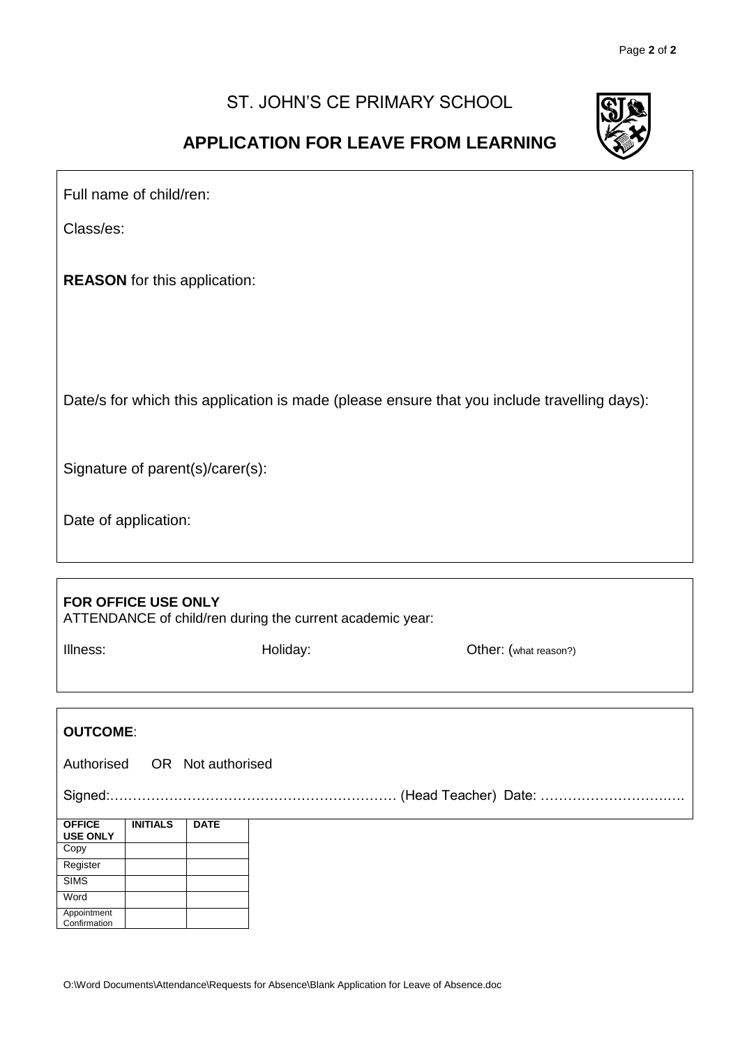# ST. JOHN'S CE PRIMARY SCHOOL

## APPLICATION FOR LEAVE FROM LEARNING

Full name of child/ren:

Class/es:

**REASON** for this application:

Date/s for which this application is made (please ensure that you include travelling days):

Signature of parent(s)/carer(s):

Date of application:

**FOR OFFICE USE ONLY**
ATTENDANCE of child/ren during the current academic year:

Illness: Holiday: Other: (what reason?)

**OUTCOME**:

Authorised OR Not authorised

Signed:……………………………………………………… (Head Teacher) Date: ……………………………

| OFFICE USE ONLY | INITIALS | DATE |
|---|---|---|
| Copy | | |
| Register | | |
| SIMS | | |
| Word | | |
| Appointment Confirmation | | |

O:\Word Documents\Attendance\Requests for Absence\Blank Application for Leave of Absence.doc